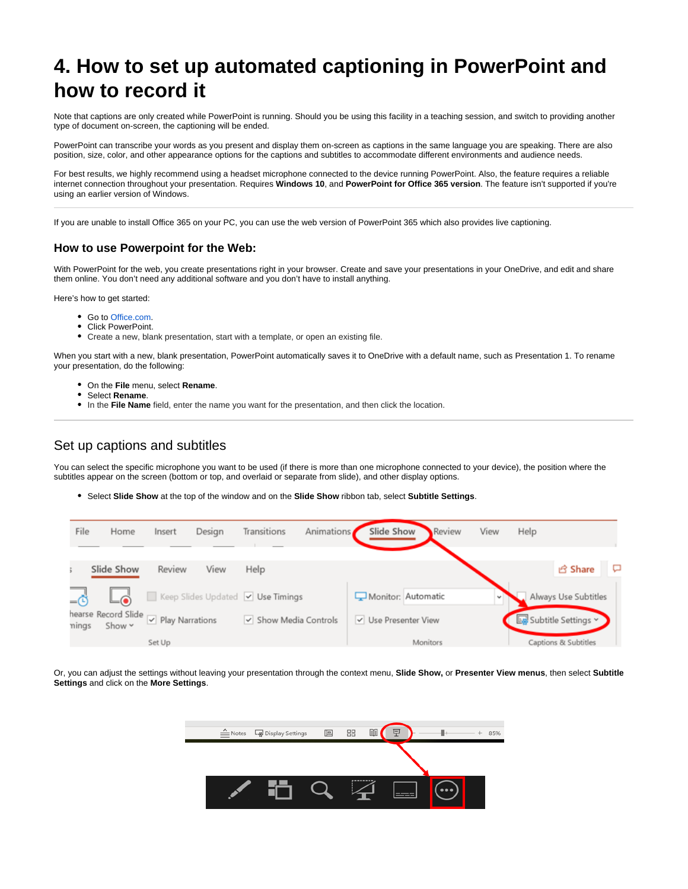# 4. How to set up automated captioning in PowerPoint and how to record it

Note that captions are only created while PowerPoint is running. Should you be using this facility in a teaching session, and switch to providing another type of document on-screen, the captioning will be ended.

PowerPoint can transcribe your words as you present and display them on-screen as captions in the same language you are speaking. There are also position, size, color, and other appearance options for the captions and subtitles to accommodate different environments and audience needs.

For best results, we highly recommend using a headset microphone connected to the device running PowerPoint. Also, the feature requires a reliable internet connection throughout your presentation. Requires **Windows 10**, and **PowerPoint for Office 365 version**. The feature isn't supported if you're using an earlier version of Windows.

---

If you are unable to install Office 365 on your PC, you can use the web version of PowerPoint 365 which also provides live captioning.

### How to use Powerpoint for the Web:

With PowerPoint for the web, you create presentations right in your browser. Create and save your presentations in your OneDrive, and edit and share them online. You don't need any additional software and you don't have to install anything.

Here's how to get started:

- Go to Office.com.
- Click PowerPoint.
- Create a new, blank presentation, start with a template, or open an existing file.

When you start with a new, blank presentation, PowerPoint automatically saves it to OneDrive with a default name, such as Presentation 1. To rename your presentation, do the following:

- On the **File** menu, select **Rename**.
- Select **Rename**.
- In the **File Name** field, enter the name you want for the presentation, and then click the location.

---

## Set up captions and subtitles

You can select the specific microphone you want to be used (if there is more than one microphone connected to your device), the position where the subtitles appear on the screen (bottom or top, and overlaid or separate from slide), and other display options.

- Select **Slide Show** at the top of the window and on the **Slide Show** ribbon tab, select **Subtitle Settings**.

Or, you can adjust the settings without leaving your presentation through the context menu, **Slide Show,** or **Presenter View menus**, then select **Subtitle Settings** and click on the **More Settings**.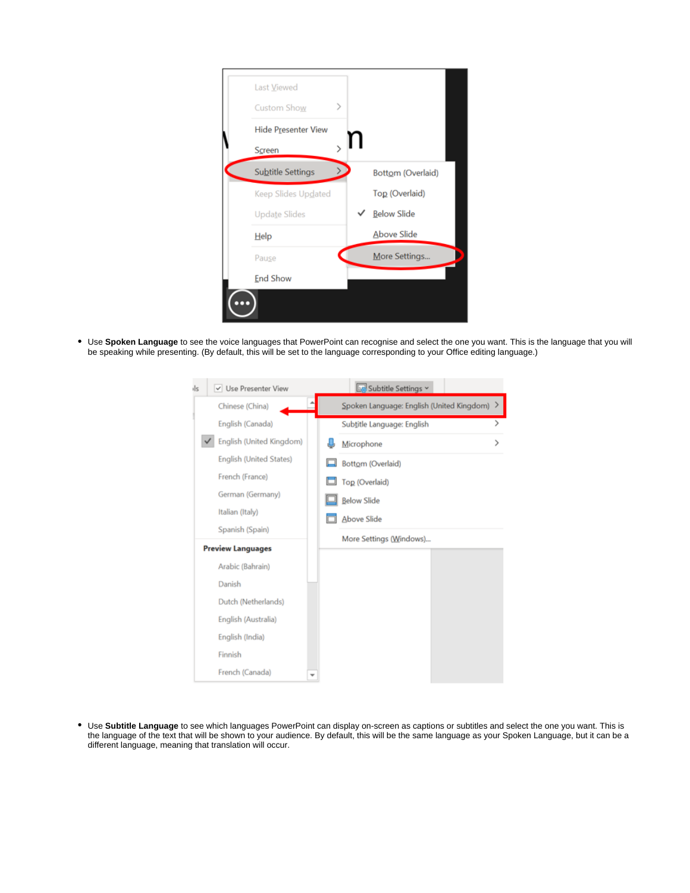- Use **Spoken Language** to see the voice languages that PowerPoint can recognise and select the one you want. This is the language that you will be speaking while presenting. (By default, this will be set to the language corresponding to your Office editing language.)

- Use **Subtitle Language** to see which languages PowerPoint can display on-screen as captions or subtitles and select the one you want. This is the language of the text that will be shown to your audience. By default, this will be the same language as your Spoken Language, but it can be a different language, meaning that translation will occur.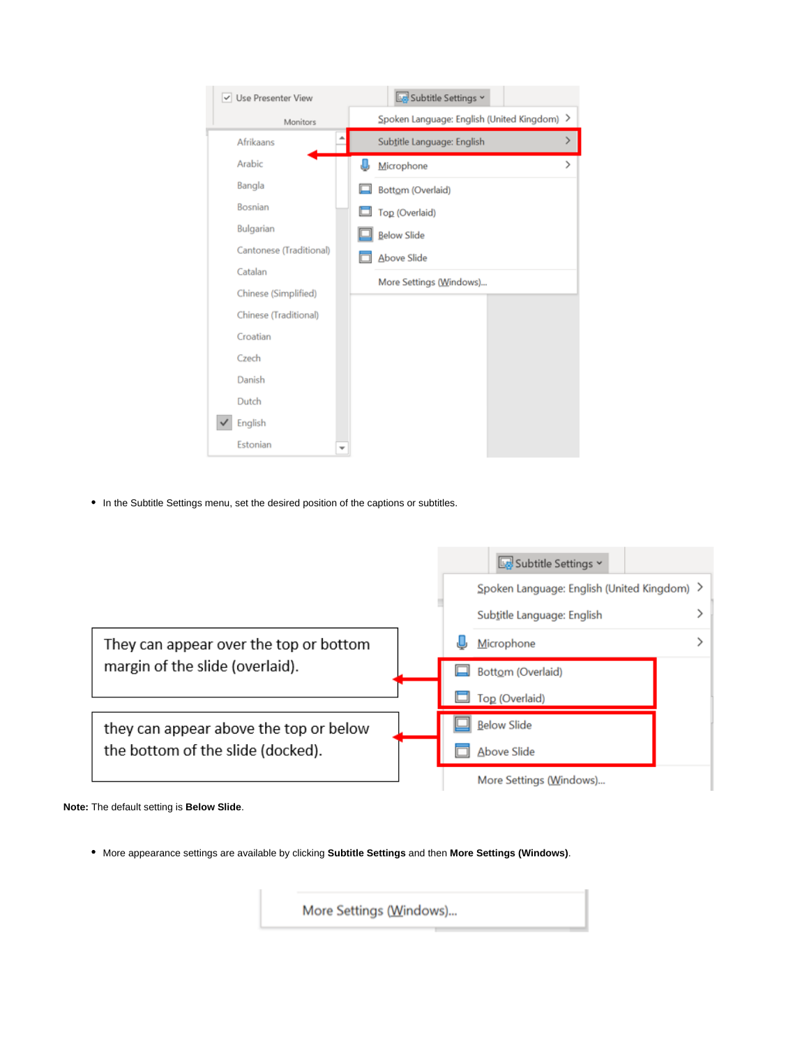- In the Subtitle Settings menu, set the desired position of the captions or subtitles.

They can appear over the top or bottom margin of the slide (overlaid).

they can appear above the top or below the bottom of the slide (docked).

**Note:** The default setting is **Below Slide**.

- More appearance settings are available by clicking **Subtitle Settings** and then **More Settings (Windows)**.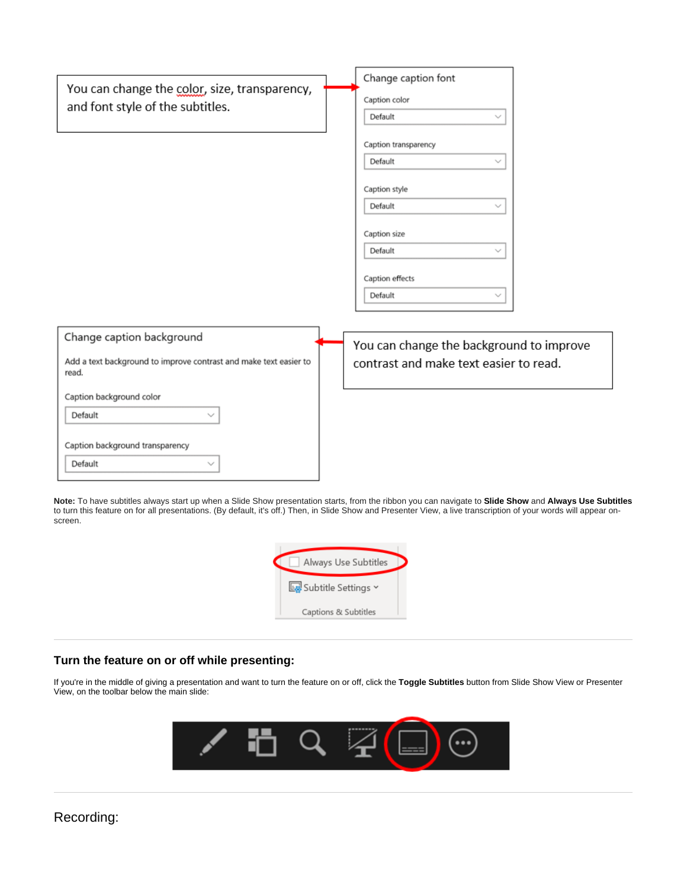You can change the color, size, transparency, and font style of the subtitles.

Change caption font

Caption color

Default

Caption transparency

Default

Caption style

Default

Caption size

Default

Caption effects

Default

Change caption background

Add a text background to improve contrast and make text easier to read.

Caption background color

Default

Caption background transparency

Default

You can change the background to improve contrast and make text easier to read.

**Note:** To have subtitles always start up when a Slide Show presentation starts, from the ribbon you can navigate to **Slide Show** and **Always Use Subtitles** to turn this feature on for all presentations. (By default, it's off.) Then, in Slide Show and Presenter View, a live transcription of your words will appear on-screen.

Always Use Subtitles

Subtitle Settings

Captions & Subtitles

---

### Turn the feature on or off while presenting:

If you're in the middle of giving a presentation and want to turn the feature on or off, click the **Toggle Subtitles** button from Slide Show View or Presenter View, on the toolbar below the main slide:

---

Recording: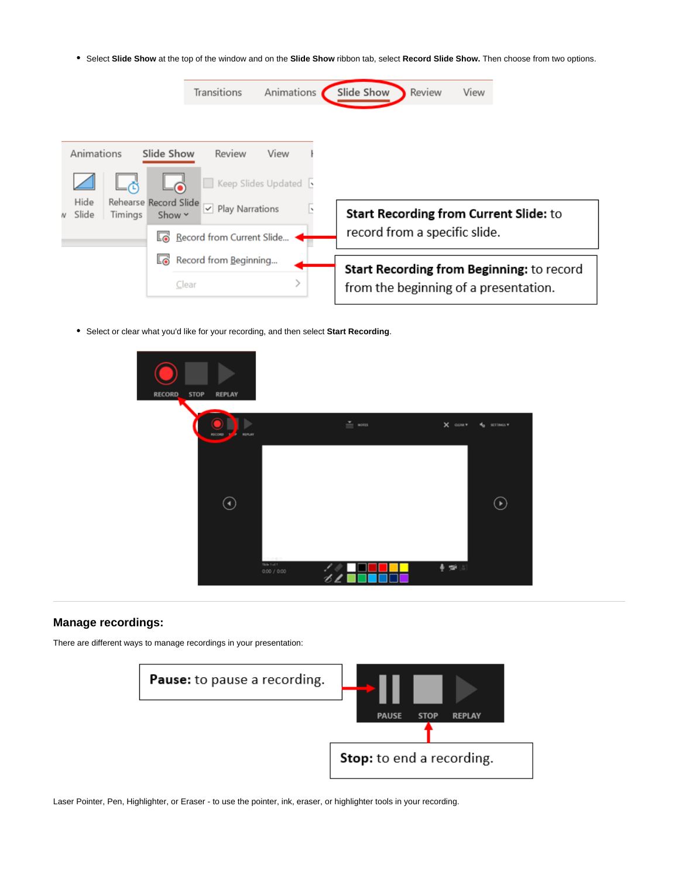- Select **Slide Show** at the top of the window and on the **Slide Show** ribbon tab, select **Record Slide Show.** Then choose from two options.

**Start Recording from Current Slide:** to record from a specific slide.

**Start Recording from Beginning:** to record from the beginning of a presentation.

- Select or clear what you'd like for your recording, and then select **Start Recording**.

## Manage recordings:

There are different ways to manage recordings in your presentation:

**Pause:** to pause a recording.

**Stop:** to end a recording.

Laser Pointer, Pen, Highlighter, or Eraser - to use the pointer, ink, eraser, or highlighter tools in your recording.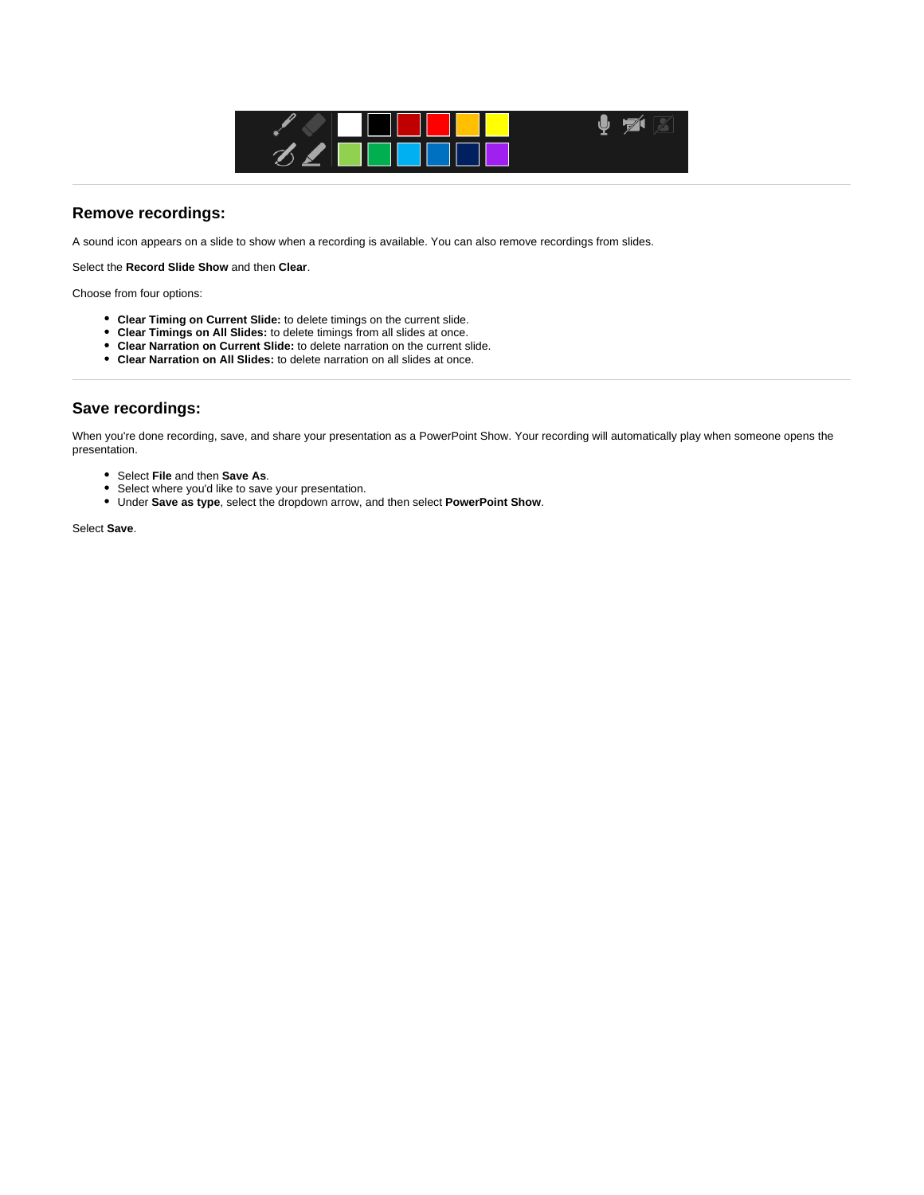## Remove recordings:

A sound icon appears on a slide to show when a recording is available. You can also remove recordings from slides.

Select the **Record Slide Show** and then **Clear**.

Choose from four options:

- **Clear Timing on Current Slide:** to delete timings on the current slide.
- **Clear Timings on All Slides:** to delete timings from all slides at once.
- **Clear Narration on Current Slide:** to delete narration on the current slide.
- **Clear Narration on All Slides:** to delete narration on all slides at once.

## Save recordings:

When you're done recording, save, and share your presentation as a PowerPoint Show. Your recording will automatically play when someone opens the presentation.

- Select **File** and then **Save As**.
- Select where you'd like to save your presentation.
- Under **Save as type**, select the dropdown arrow, and then select **PowerPoint Show**.

Select **Save**.